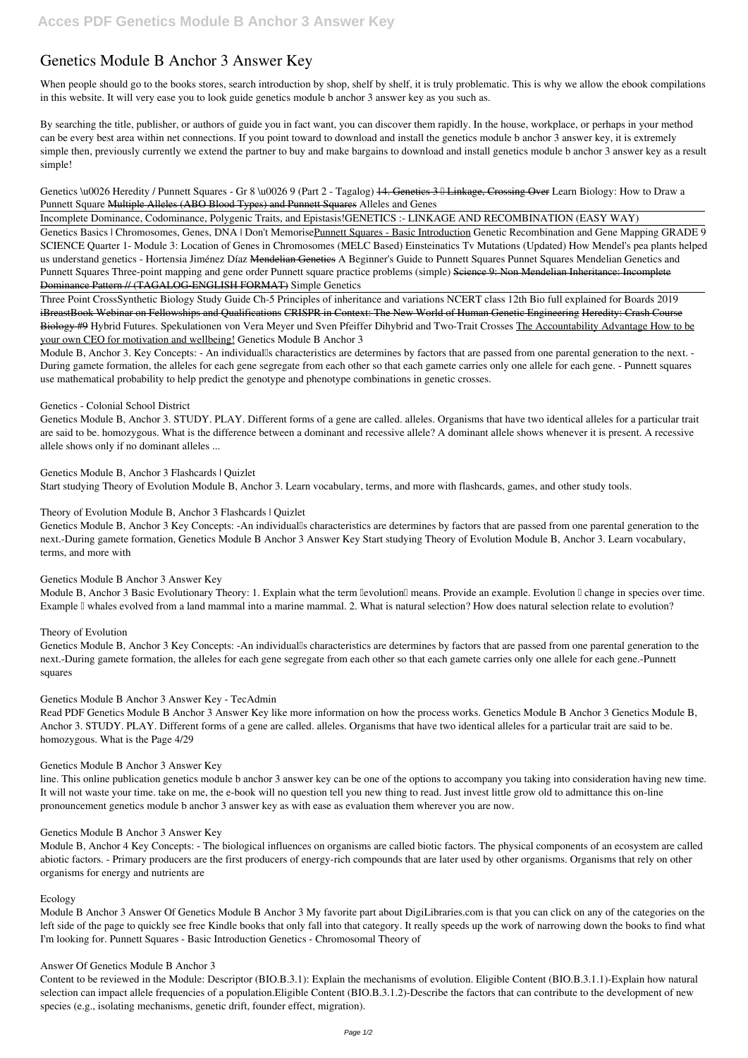# Genetics Module B Anchor 3 Answer Key

When people should go to the books stores, search introduction by shop, shelf by shelf, it is truly problematic. This is why we allow the ebook compilations in this website. It will very ease you to look guide genetics module b anchor 3 answer key as you such as.

By searching the title, publisher, or authors of guide you in fact want, you can discover them rapidly. In the house, workplace, or perhaps in your method can be every best area within net connections. If you point toward to download and install the genetics module b anchor 3 answer key, it is extremely simple then, previously currently we extend the partner to buy and make bargains to download and install genetics module b anchor 3 answer key as a result simple!

*Genetics \u0026 Heredity / Punnett Squares - Gr 8 \u0026 9 (Part 2 - Tagalog)* ~~14. Genetics 3 – Linkage, Crossing Over~~ *Learn Biology: How to Draw a Punnett Square* ~~Multiple Alleles (ABO Blood Types) and Punnett Squares~~ *Alleles and Genes*

Incomplete Dominance, Codominance, Polygenic Traits, and Epistasis!GENETICS :- LINKAGE AND RECOMBINATION (EASY WAY)

Genetics Basics | Chromosomes, Genes, DNA | Don't MemorisePunnett Squares - Basic Introduction *Genetic Recombination and Gene Mapping GRADE 9 SCIENCE Quarter 1- Module 3: Location of Genes in Chromosomes (MELC Based) Einsteinatics Tv Mutations (Updated) How Mendel's pea plants helped us understand genetics - Hortensia Jiménez Díaz* ~~Mendelian Genetics~~ *A Beginner's Guide to Punnett Squares Punnet Squares Mendelian Genetics and Punnett Squares Three-point mapping and gene order Punnett square practice problems (simple)* ~~Science 9: Non Mendelian Inheritance: Incomplete Dominance Pattern // (TAGALOG-ENGLISH FORMAT)~~ *Simple Genetics*

Three Point CrossSynthetic Biology Study Guide Ch-5 Principles of inheritance and variations NCERT class 12th Bio full explained for Boards 2019 iBreastBook Webinar on Fellowships and Qualifications CRISPR in Context: The New World of Human Genetic Engineering Heredity: Crash Course Biology #9 *Hybrid Futures. Spekulationen von Vera Meyer und Sven Pfeiffer Dihybrid and Two-Trait Crosses* The Accountability Advantage How to be your own CEO for motivation and wellbeing! *Genetics Module B Anchor 3*

Module B, Anchor 3. Key Concepts: - An individual's characteristics are determines by factors that are passed from one parental generation to the next. - During gamete formation, the alleles for each gene segregate from each other so that each gamete carries only one allele for each gene. - Punnett squares use mathematical probability to help predict the genotype and phenotype combinations in genetic crosses.

*Genetics - Colonial School District*

Genetics Module B, Anchor 3. STUDY. PLAY. Different forms of a gene are called. alleles. Organisms that have two identical alleles for a particular trait are said to be. homozygous. What is the difference between a dominant and recessive allele? A dominant allele shows whenever it is present. A recessive allele shows only if no dominant alleles ...

*Genetics Module B, Anchor 3 Flashcards | Quizlet*

Start studying Theory of Evolution Module B, Anchor 3. Learn vocabulary, terms, and more with flashcards, games, and other study tools.

*Theory of Evolution Module B, Anchor 3 Flashcards | Quizlet*

Genetics Module B, Anchor 3 Key Concepts: -An individual's characteristics are determines by factors that are passed from one parental generation to the next.-During gamete formation, Genetics Module B Anchor 3 Answer Key Start studying Theory of Evolution Module B, Anchor 3. Learn vocabulary, terms, and more with

*Genetics Module B Anchor 3 Answer Key*

Module B, Anchor 3 Basic Evolutionary Theory: 1. Explain what the term "evolution" means. Provide an example. Evolution – change in species over time. Example – whales evolved from a land mammal into a marine mammal. 2. What is natural selection? How does natural selection relate to evolution?

*Theory of Evolution*

Genetics Module B, Anchor 3 Key Concepts: -An individual's characteristics are determines by factors that are passed from one parental generation to the next.-During gamete formation, the alleles for each gene segregate from each other so that each gamete carries only one allele for each gene.-Punnett squares

*Genetics Module B Anchor 3 Answer Key - TecAdmin*

Read PDF Genetics Module B Anchor 3 Answer Key like more information on how the process works. Genetics Module B Anchor 3 Genetics Module B, Anchor 3. STUDY. PLAY. Different forms of a gene are called. alleles. Organisms that have two identical alleles for a particular trait are said to be. homozygous. What is the Page 4/29

*Genetics Module B Anchor 3 Answer Key*

line. This online publication genetics module b anchor 3 answer key can be one of the options to accompany you taking into consideration having new time. It will not waste your time. take on me, the e-book will no question tell you new thing to read. Just invest little grow old to admittance this on-line pronouncement genetics module b anchor 3 answer key as with ease as evaluation them wherever you are now.

*Genetics Module B Anchor 3 Answer Key*

Module B, Anchor 4 Key Concepts: - The biological influences on organisms are called biotic factors. The physical components of an ecosystem are called abiotic factors. - Primary producers are the first producers of energy-rich compounds that are later used by other organisms. Organisms that rely on other organisms for energy and nutrients are

*Ecology*

Module B Anchor 3 Answer Of Genetics Module B Anchor 3 My favorite part about DigiLibraries.com is that you can click on any of the categories on the left side of the page to quickly see free Kindle books that only fall into that category. It really speeds up the work of narrowing down the books to find what I'm looking for. Punnett Squares - Basic Introduction Genetics - Chromosomal Theory of

*Answer Of Genetics Module B Anchor 3*

Content to be reviewed in the Module: Descriptor (BIO.B.3.1): Explain the mechanisms of evolution. Eligible Content (BIO.B.3.1.1)-Explain how natural selection can impact allele frequencies of a population.Eligible Content (BIO.B.3.1.2)-Describe the factors that can contribute to the development of new species (e.g., isolating mechanisms, genetic drift, founder effect, migration).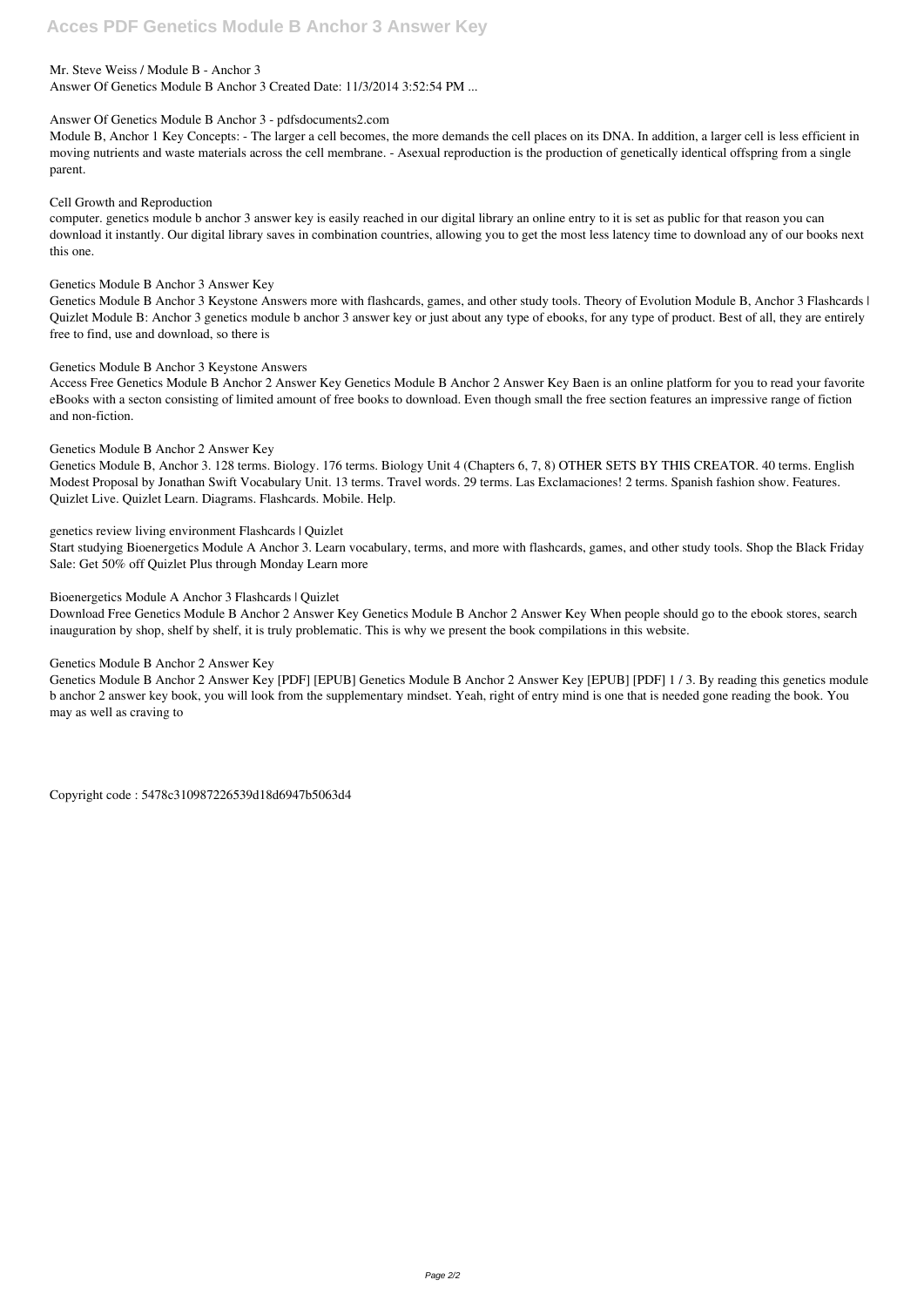Mr. Steve Weiss / Module B - Anchor 3
Answer Of Genetics Module B Anchor 3 Created Date: 11/3/2014 3:52:54 PM ...

Answer Of Genetics Module B Anchor 3 - pdfsdocuments2.com
Module B, Anchor 1 Key Concepts: - The larger a cell becomes, the more demands the cell places on its DNA. In addition, a larger cell is less efficient in moving nutrients and waste materials across the cell membrane. - Asexual reproduction is the production of genetically identical offspring from a single parent.

Cell Growth and Reproduction
computer. genetics module b anchor 3 answer key is easily reached in our digital library an online entry to it is set as public for that reason you can download it instantly. Our digital library saves in combination countries, allowing you to get the most less latency time to download any of our books next this one.

Genetics Module B Anchor 3 Answer Key
Genetics Module B Anchor 3 Keystone Answers more with flashcards, games, and other study tools. Theory of Evolution Module B, Anchor 3 Flashcards | Quizlet Module B: Anchor 3 genetics module b anchor 3 answer key or just about any type of ebooks, for any type of product. Best of all, they are entirely free to find, use and download, so there is

Genetics Module B Anchor 3 Keystone Answers
Access Free Genetics Module B Anchor 2 Answer Key Genetics Module B Anchor 2 Answer Key Baen is an online platform for you to read your favorite eBooks with a secton consisting of limited amount of free books to download. Even though small the free section features an impressive range of fiction and non-fiction.

Genetics Module B Anchor 2 Answer Key
Genetics Module B, Anchor 3. 128 terms. Biology. 176 terms. Biology Unit 4 (Chapters 6, 7, 8) OTHER SETS BY THIS CREATOR. 40 terms. English Modest Proposal by Jonathan Swift Vocabulary Unit. 13 terms. Travel words. 29 terms. Las Exclamaciones! 2 terms. Spanish fashion show. Features. Quizlet Live. Quizlet Learn. Diagrams. Flashcards. Mobile. Help.

genetics review living environment Flashcards | Quizlet
Start studying Bioenergetics Module A Anchor 3. Learn vocabulary, terms, and more with flashcards, games, and other study tools. Shop the Black Friday Sale: Get 50% off Quizlet Plus through Monday Learn more

Bioenergetics Module A Anchor 3 Flashcards | Quizlet
Download Free Genetics Module B Anchor 2 Answer Key Genetics Module B Anchor 2 Answer Key When people should go to the ebook stores, search inauguration by shop, shelf by shelf, it is truly problematic. This is why we present the book compilations in this website.

Genetics Module B Anchor 2 Answer Key
Genetics Module B Anchor 2 Answer Key [PDF] [EPUB] Genetics Module B Anchor 2 Answer Key [EPUB] [PDF] 1 / 3. By reading this genetics module b anchor 2 answer key book, you will look from the supplementary mindset. Yeah, right of entry mind is one that is needed gone reading the book. You may as well as craving to

Copyright code : 5478c310987226539d18d6947b5063d4